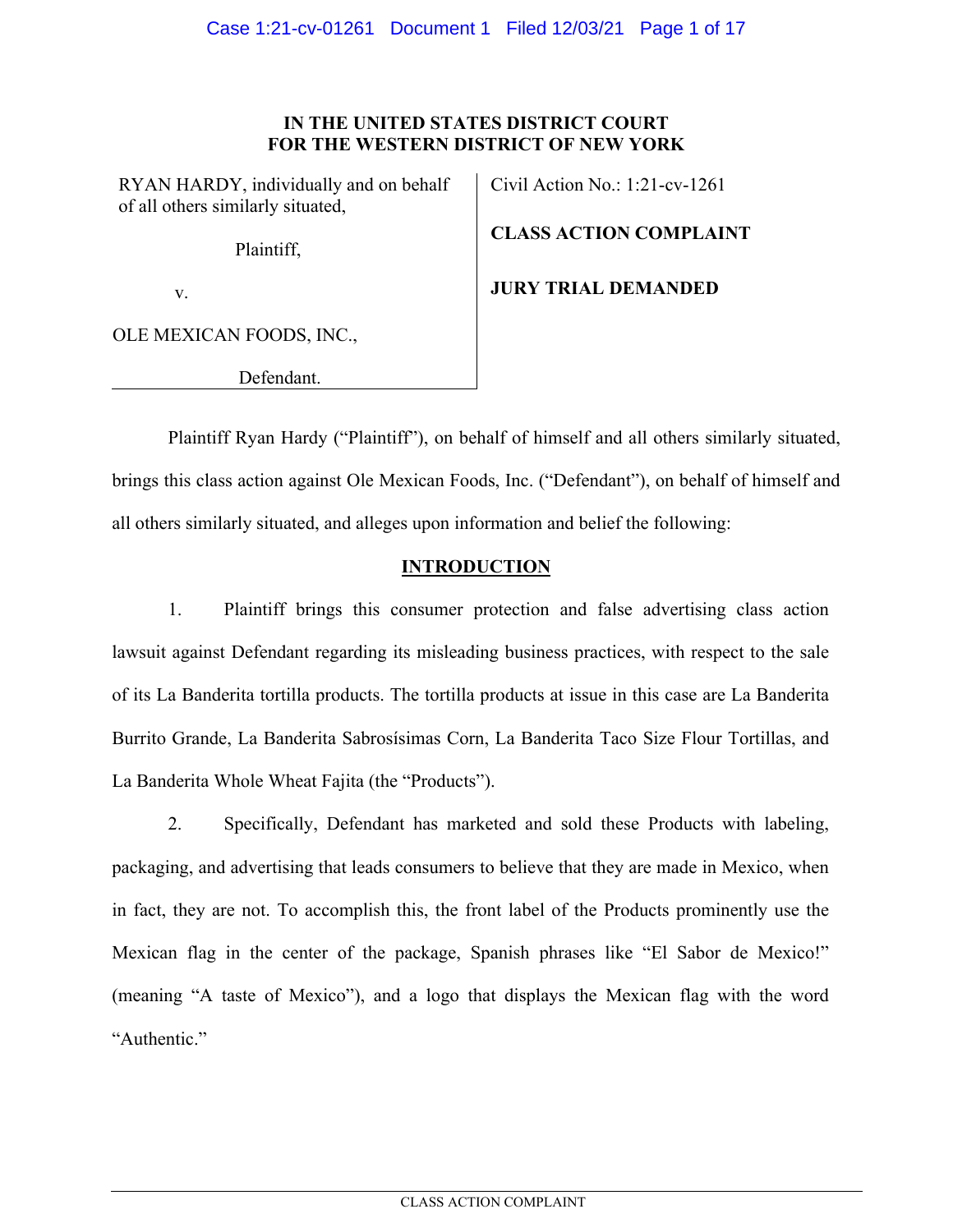**IN THE UNITED STATES DISTRICT COURT**
**FOR THE WESTERN DISTRICT OF NEW YORK**

| | |
|---|---|
| RYAN HARDY, individually and on behalf of all others similarly situated, | Civil Action No.: 1:21-cv-1261 |
| Plaintiff, | **CLASS ACTION COMPLAINT** |
| v. | **JURY TRIAL DEMANDED** |
| OLE MEXICAN FOODS, INC., | |
| Defendant. | |

Plaintiff Ryan Hardy ("Plaintiff"), on behalf of himself and all others similarly situated, brings this class action against Ole Mexican Foods, Inc. ("Defendant"), on behalf of himself and all others similarly situated, and alleges upon information and belief the following:

## INTRODUCTION

1. Plaintiff brings this consumer protection and false advertising class action lawsuit against Defendant regarding its misleading business practices, with respect to the sale of its La Banderita tortilla products. The tortilla products at issue in this case are La Banderita Burrito Grande, La Banderita Sabrosísimas Corn, La Banderita Taco Size Flour Tortillas, and La Banderita Whole Wheat Fajita (the "Products").

2. Specifically, Defendant has marketed and sold these Products with labeling, packaging, and advertising that leads consumers to believe that they are made in Mexico, when in fact, they are not. To accomplish this, the front label of the Products prominently use the Mexican flag in the center of the package, Spanish phrases like "El Sabor de Mexico!" (meaning "A taste of Mexico"), and a logo that displays the Mexican flag with the word "Authentic."

CLASS ACTION COMPLAINT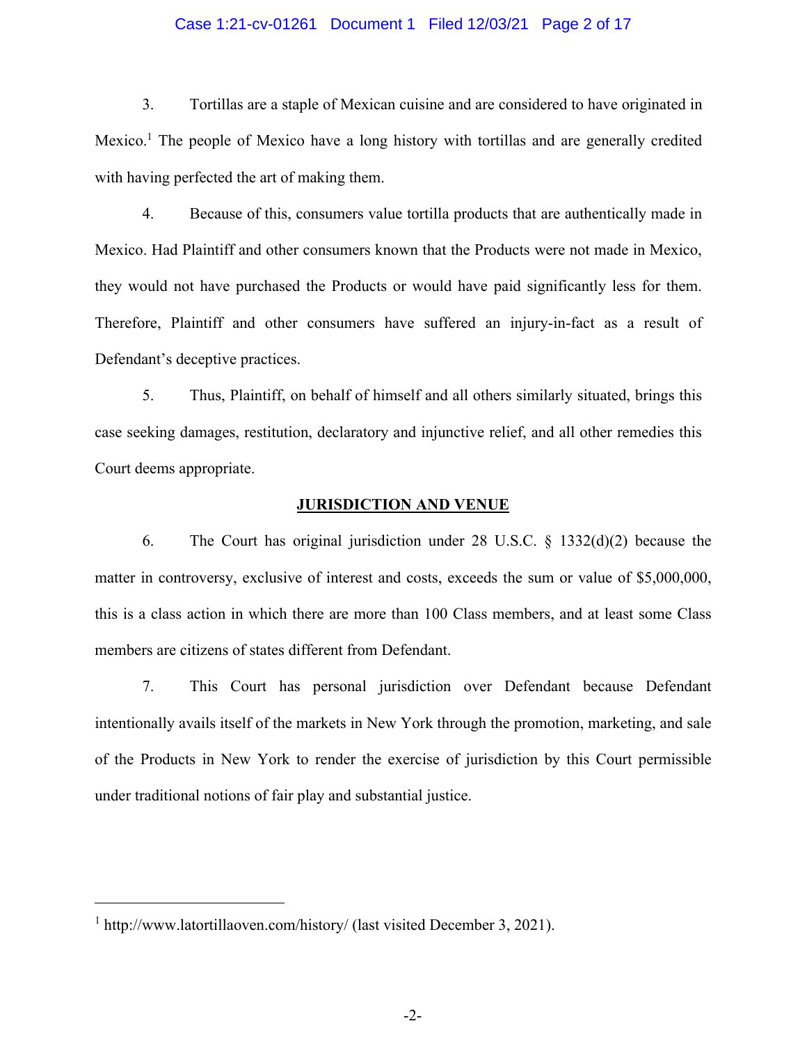3. Tortillas are a staple of Mexican cuisine and are considered to have originated in Mexico.[1] The people of Mexico have a long history with tortillas and are generally credited with having perfected the art of making them.

4. Because of this, consumers value tortilla products that are authentically made in Mexico. Had Plaintiff and other consumers known that the Products were not made in Mexico, they would not have purchased the Products or would have paid significantly less for them. Therefore, Plaintiff and other consumers have suffered an injury-in-fact as a result of Defendant's deceptive practices.

5. Thus, Plaintiff, on behalf of himself and all others similarly situated, brings this case seeking damages, restitution, declaratory and injunctive relief, and all other remedies this Court deems appropriate.

## JURISDICTION AND VENUE

6. The Court has original jurisdiction under 28 U.S.C. § 1332(d)(2) because the matter in controversy, exclusive of interest and costs, exceeds the sum or value of $5,000,000, this is a class action in which there are more than 100 Class members, and at least some Class members are citizens of states different from Defendant.

7. This Court has personal jurisdiction over Defendant because Defendant intentionally avails itself of the markets in New York through the promotion, marketing, and sale of the Products in New York to render the exercise of jurisdiction by this Court permissible under traditional notions of fair play and substantial justice.

---

[1] http://www.latortillaoven.com/history/ (last visited December 3, 2021).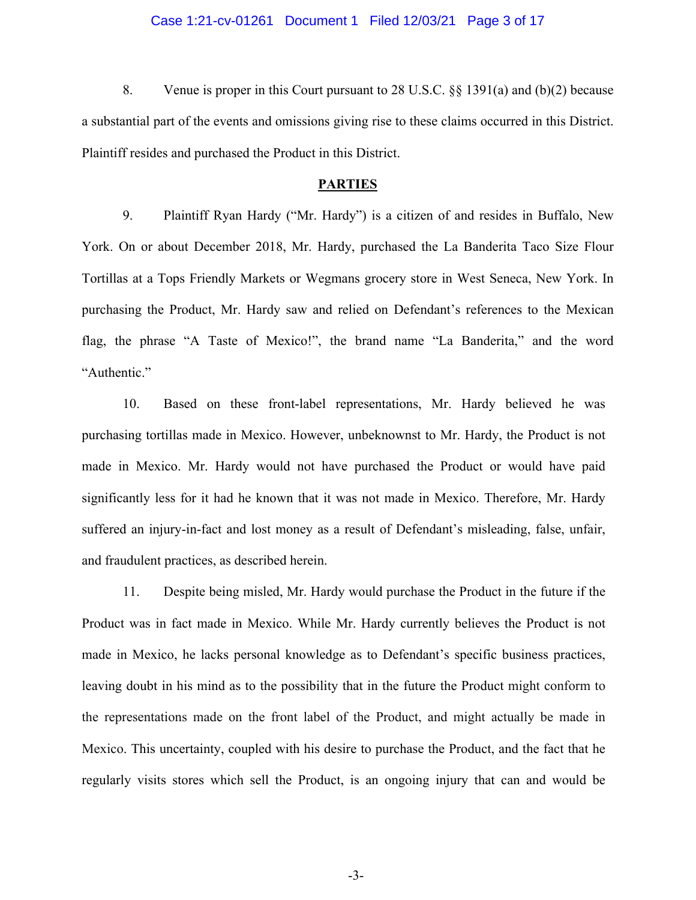8. Venue is proper in this Court pursuant to 28 U.S.C. §§ 1391(a) and (b)(2) because a substantial part of the events and omissions giving rise to these claims occurred in this District. Plaintiff resides and purchased the Product in this District.

## PARTIES

9. Plaintiff Ryan Hardy ("Mr. Hardy") is a citizen of and resides in Buffalo, New York. On or about December 2018, Mr. Hardy, purchased the La Banderita Taco Size Flour Tortillas at a Tops Friendly Markets or Wegmans grocery store in West Seneca, New York. In purchasing the Product, Mr. Hardy saw and relied on Defendant's references to the Mexican flag, the phrase "A Taste of Mexico!", the brand name "La Banderita," and the word "Authentic."

10. Based on these front-label representations, Mr. Hardy believed he was purchasing tortillas made in Mexico. However, unbeknownst to Mr. Hardy, the Product is not made in Mexico. Mr. Hardy would not have purchased the Product or would have paid significantly less for it had he known that it was not made in Mexico. Therefore, Mr. Hardy suffered an injury-in-fact and lost money as a result of Defendant's misleading, false, unfair, and fraudulent practices, as described herein.

11. Despite being misled, Mr. Hardy would purchase the Product in the future if the Product was in fact made in Mexico. While Mr. Hardy currently believes the Product is not made in Mexico, he lacks personal knowledge as to Defendant's specific business practices, leaving doubt in his mind as to the possibility that in the future the Product might conform to the representations made on the front label of the Product, and might actually be made in Mexico. This uncertainty, coupled with his desire to purchase the Product, and the fact that he regularly visits stores which sell the Product, is an ongoing injury that can and would be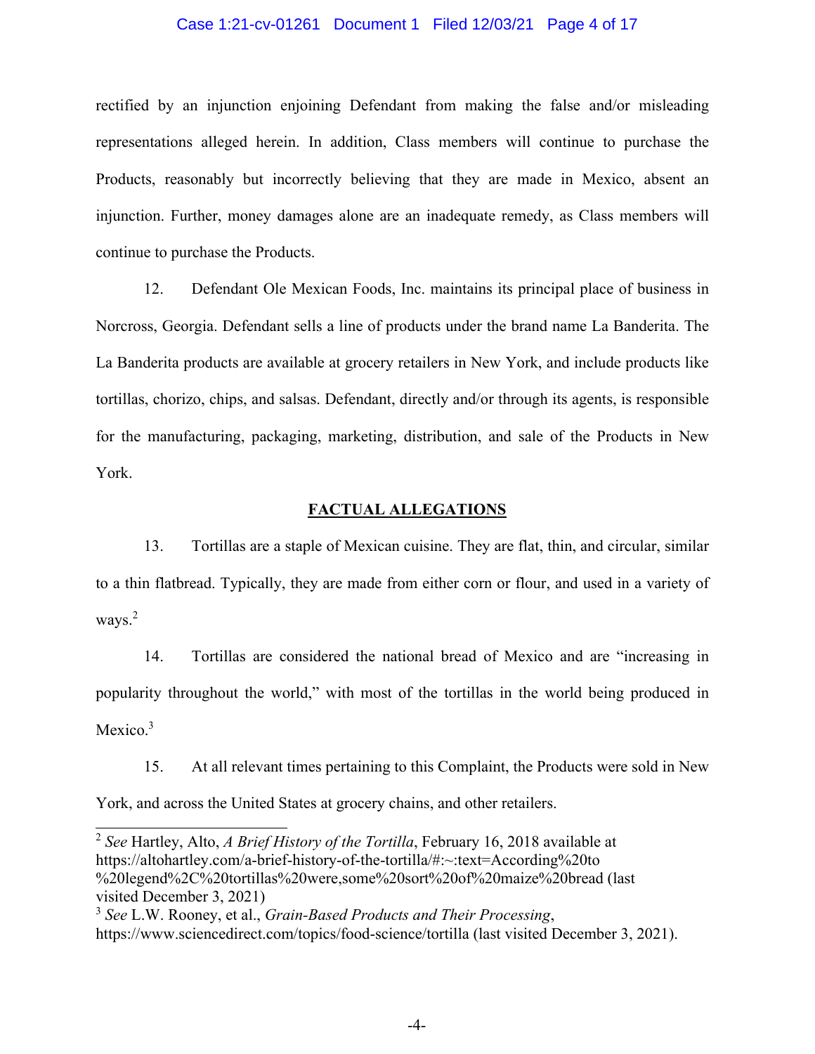rectified by an injunction enjoining Defendant from making the false and/or misleading representations alleged herein. In addition, Class members will continue to purchase the Products, reasonably but incorrectly believing that they are made in Mexico, absent an injunction. Further, money damages alone are an inadequate remedy, as Class members will continue to purchase the Products.

12. Defendant Ole Mexican Foods, Inc. maintains its principal place of business in Norcross, Georgia. Defendant sells a line of products under the brand name La Banderita. The La Banderita products are available at grocery retailers in New York, and include products like tortillas, chorizo, chips, and salsas. Defendant, directly and/or through its agents, is responsible for the manufacturing, packaging, marketing, distribution, and sale of the Products in New York.

## FACTUAL ALLEGATIONS

13. Tortillas are a staple of Mexican cuisine. They are flat, thin, and circular, similar to a thin flatbread. Typically, they are made from either corn or flour, and used in a variety of ways.[2]

14. Tortillas are considered the national bread of Mexico and are "increasing in popularity throughout the world," with most of the tortillas in the world being produced in Mexico.[3]

15. At all relevant times pertaining to this Complaint, the Products were sold in New York, and across the United States at grocery chains, and other retailers.

---

[2] *See* Hartley, Alto, *A Brief History of the Tortilla*, February 16, 2018 available at https://altohartley.com/a-brief-history-of-the-tortilla/#:~:text=According%20to%20legend%2C%20tortillas%20were,some%20sort%20of%20maize%20bread (last visited December 3, 2021)

[3] *See* L.W. Rooney, et al., *Grain-Based Products and Their Processing*, https://www.sciencedirect.com/topics/food-science/tortilla (last visited December 3, 2021).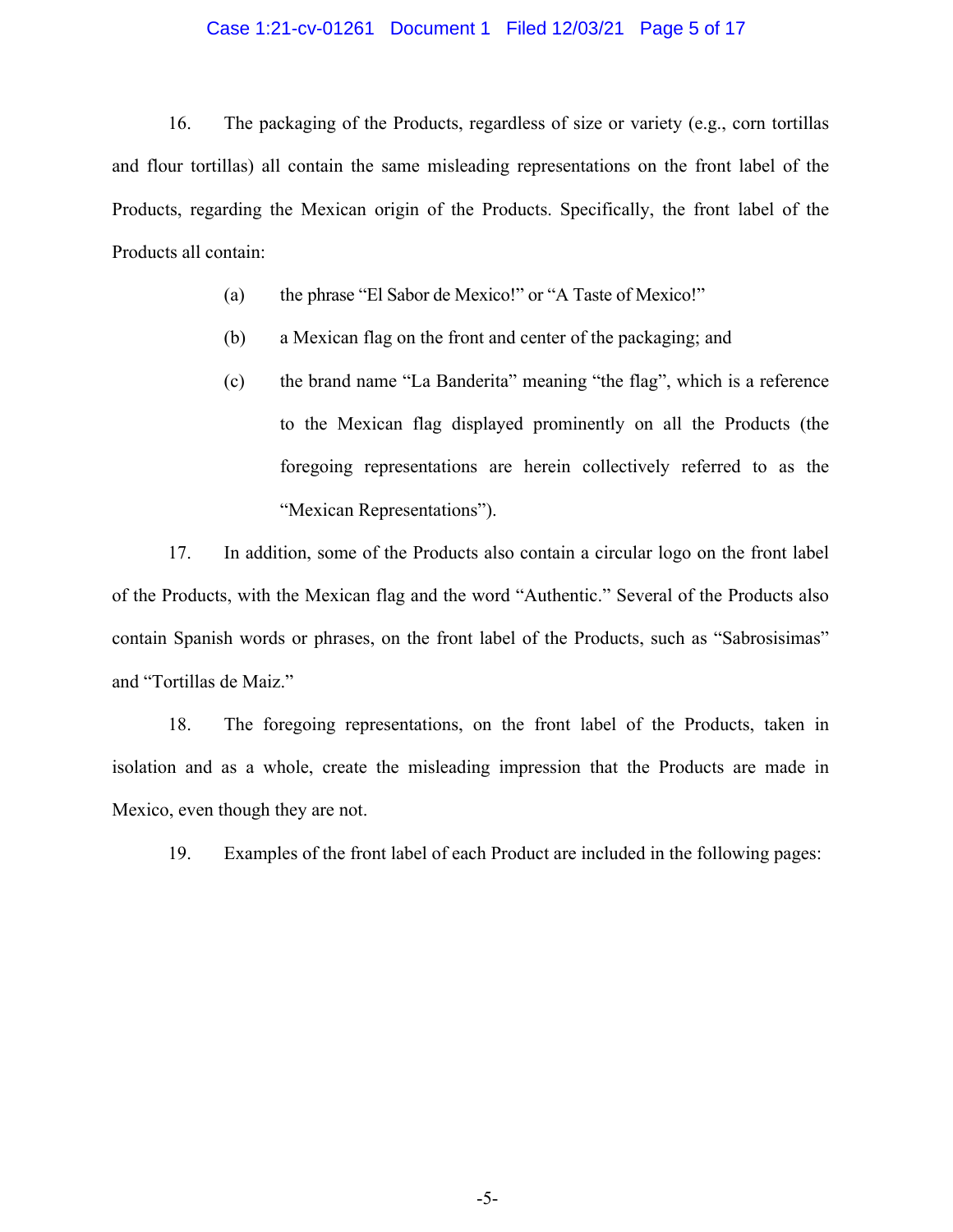16. The packaging of the Products, regardless of size or variety (e.g., corn tortillas and flour tortillas) all contain the same misleading representations on the front label of the Products, regarding the Mexican origin of the Products. Specifically, the front label of the Products all contain:

(a) the phrase "El Sabor de Mexico!" or "A Taste of Mexico!"

(b) a Mexican flag on the front and center of the packaging; and

(c) the brand name "La Banderita" meaning "the flag", which is a reference to the Mexican flag displayed prominently on all the Products (the foregoing representations are herein collectively referred to as the "Mexican Representations").

17. In addition, some of the Products also contain a circular logo on the front label of the Products, with the Mexican flag and the word "Authentic." Several of the Products also contain Spanish words or phrases, on the front label of the Products, such as "Sabrosisimas" and "Tortillas de Maiz."

18. The foregoing representations, on the front label of the Products, taken in isolation and as a whole, create the misleading impression that the Products are made in Mexico, even though they are not.

19. Examples of the front label of each Product are included in the following pages: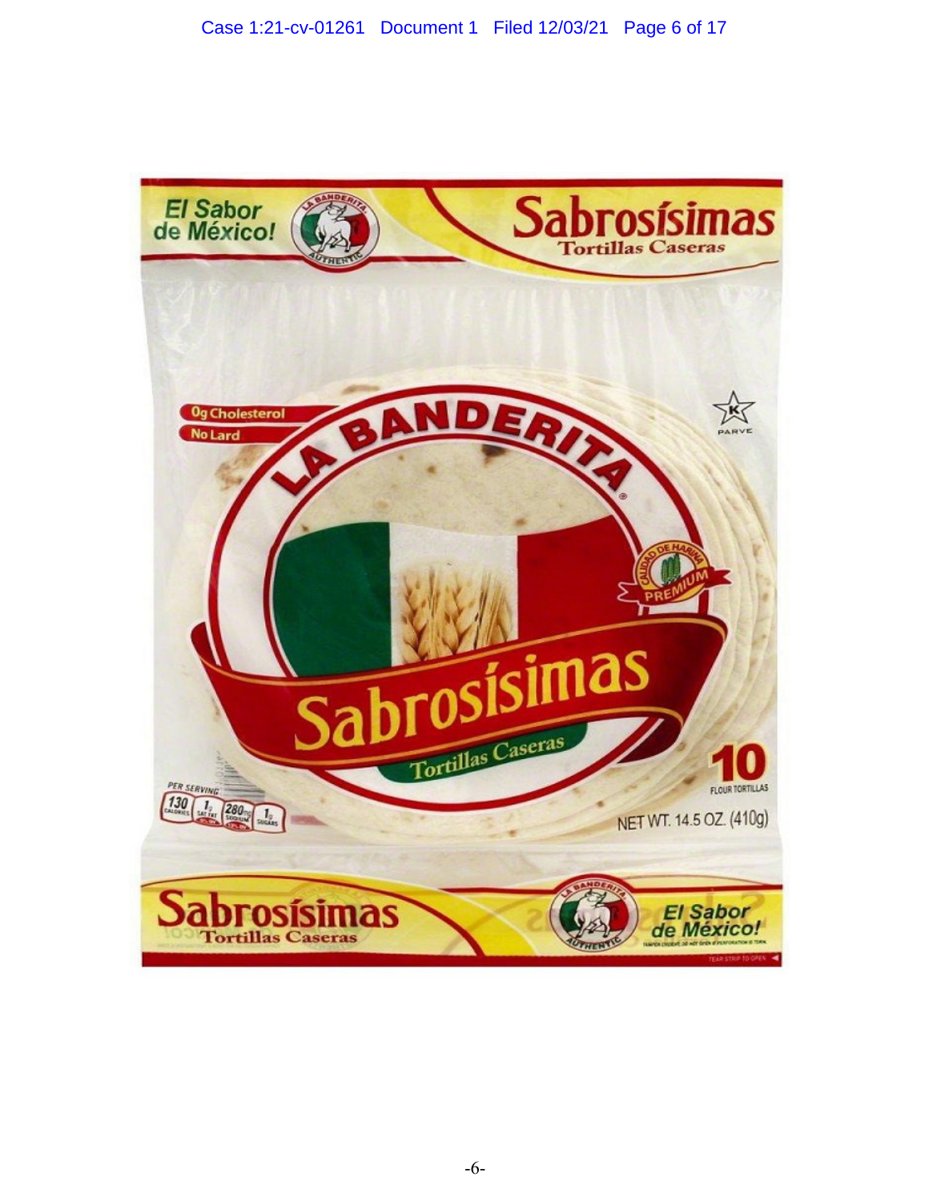El Sabor de México!

LA BANDERITA AUTHENTIC

Sabrosísimas

Tortillas Caseras

0g Cholesterol

No Lard

K PARVE

LA BANDERITA®

CALIDAD DE HARINA PREMIUM

Sabrosísimas

Tortillas Caseras

10 FLOUR TORTILLAS

PER SERVING

130 CALORIES | 1g SAT FAT | 280mg SODIUM | 1g SUGARS

NET WT. 14.5 OZ. (410g)

Sabrosísimas

Tortillas Caseras

LA BANDERITA AUTHENTIC

El Sabor de México!

TEAR STRIP TO OPEN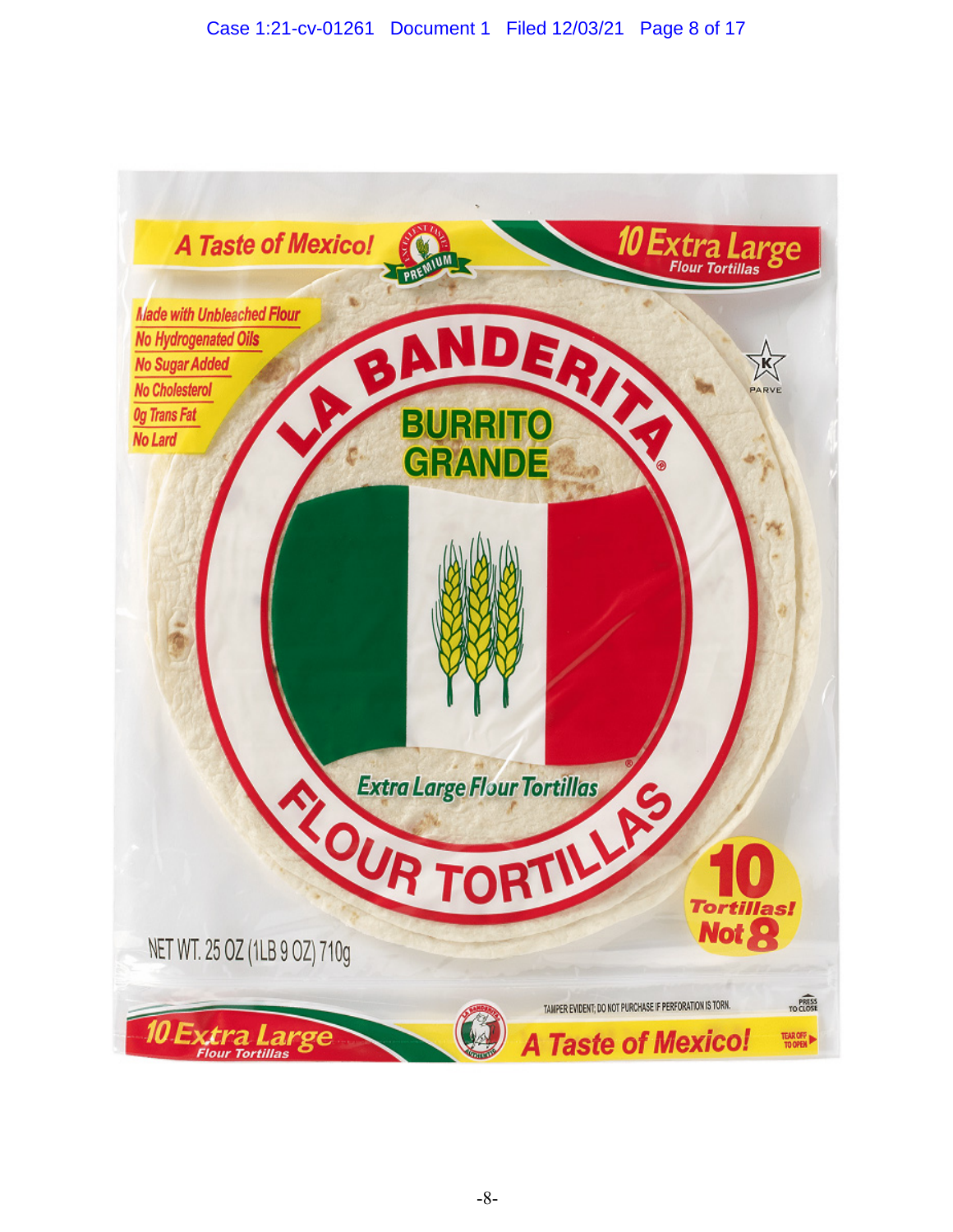A Taste of Mexico!

PREMIUM

10 Extra Large Flour Tortillas

Made with Unbleached Flour
No Hydrogenated Oils
No Sugar Added
No Cholesterol
0g Trans Fat
No Lard

LA BANDERITA®

BURRITO GRANDE

Extra Large Flour Tortillas

FLOUR TORTILLAS

K PARVE

10 Tortillas! Not 8

NET WT. 25 OZ (1LB 9 OZ) 710g

TAMPER EVIDENT; DO NOT PURCHASE IF PERFORATION IS TORN.

PRESS TO CLOSE

10 Extra Large Flour Tortillas

A Taste of Mexico!

TEAR OFF TO OPEN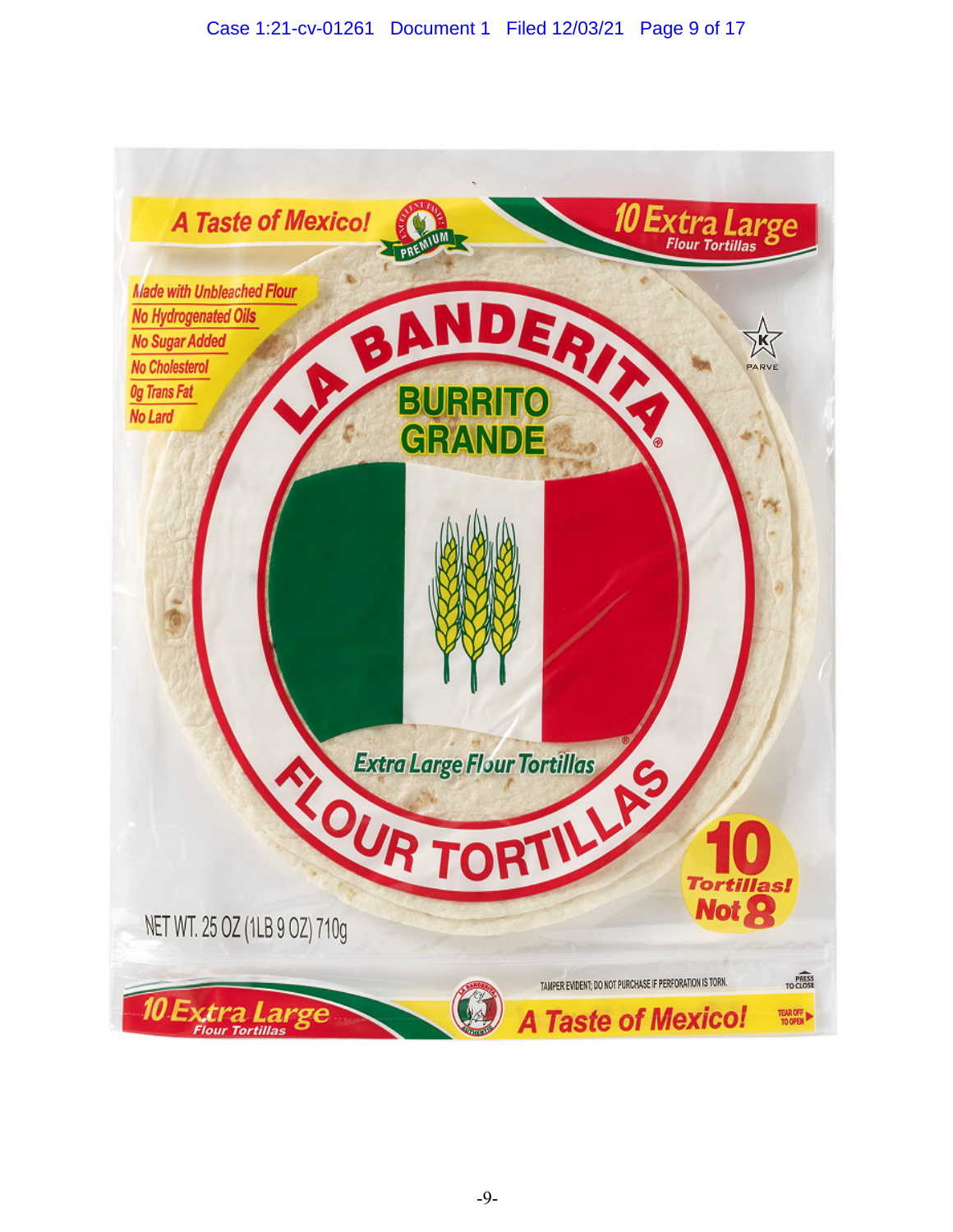A Taste of Mexico!

PREMIUM

10 Extra Large
Flour Tortillas

- Made with Unbleached Flour
- No Hydrogenated Oils
- No Sugar Added
- No Cholesterol
- 0g Trans Fat
- No Lard

K PARVE

LA BANDERITA®

BURRITO GRANDE

Extra Large Flour Tortillas

FLOUR TORTILLAS

10 Tortillas! Not 8

NET WT. 25 OZ (1LB 9 OZ) 710g

TAMPER EVIDENT; DO NOT PURCHASE IF PERFORATION IS TORN.

PRESS TO CLOSE

10 Extra Large
Flour Tortillas

A Taste of Mexico!

TEAR OFF TO OPEN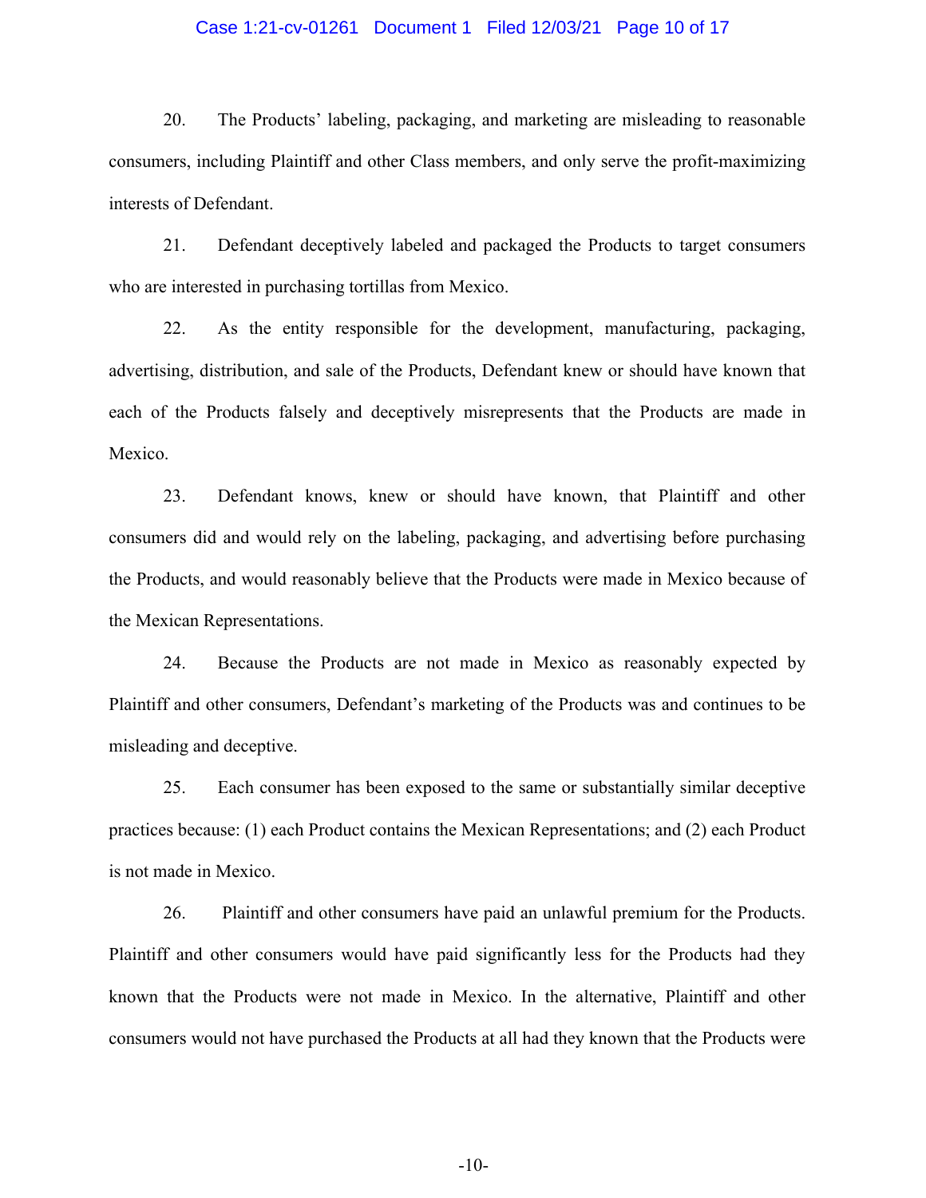20. The Products' labeling, packaging, and marketing are misleading to reasonable consumers, including Plaintiff and other Class members, and only serve the profit-maximizing interests of Defendant.

21. Defendant deceptively labeled and packaged the Products to target consumers who are interested in purchasing tortillas from Mexico.

22. As the entity responsible for the development, manufacturing, packaging, advertising, distribution, and sale of the Products, Defendant knew or should have known that each of the Products falsely and deceptively misrepresents that the Products are made in Mexico.

23. Defendant knows, knew or should have known, that Plaintiff and other consumers did and would rely on the labeling, packaging, and advertising before purchasing the Products, and would reasonably believe that the Products were made in Mexico because of the Mexican Representations.

24. Because the Products are not made in Mexico as reasonably expected by Plaintiff and other consumers, Defendant's marketing of the Products was and continues to be misleading and deceptive.

25. Each consumer has been exposed to the same or substantially similar deceptive practices because: (1) each Product contains the Mexican Representations; and (2) each Product is not made in Mexico.

26. Plaintiff and other consumers have paid an unlawful premium for the Products. Plaintiff and other consumers would have paid significantly less for the Products had they known that the Products were not made in Mexico. In the alternative, Plaintiff and other consumers would not have purchased the Products at all had they known that the Products were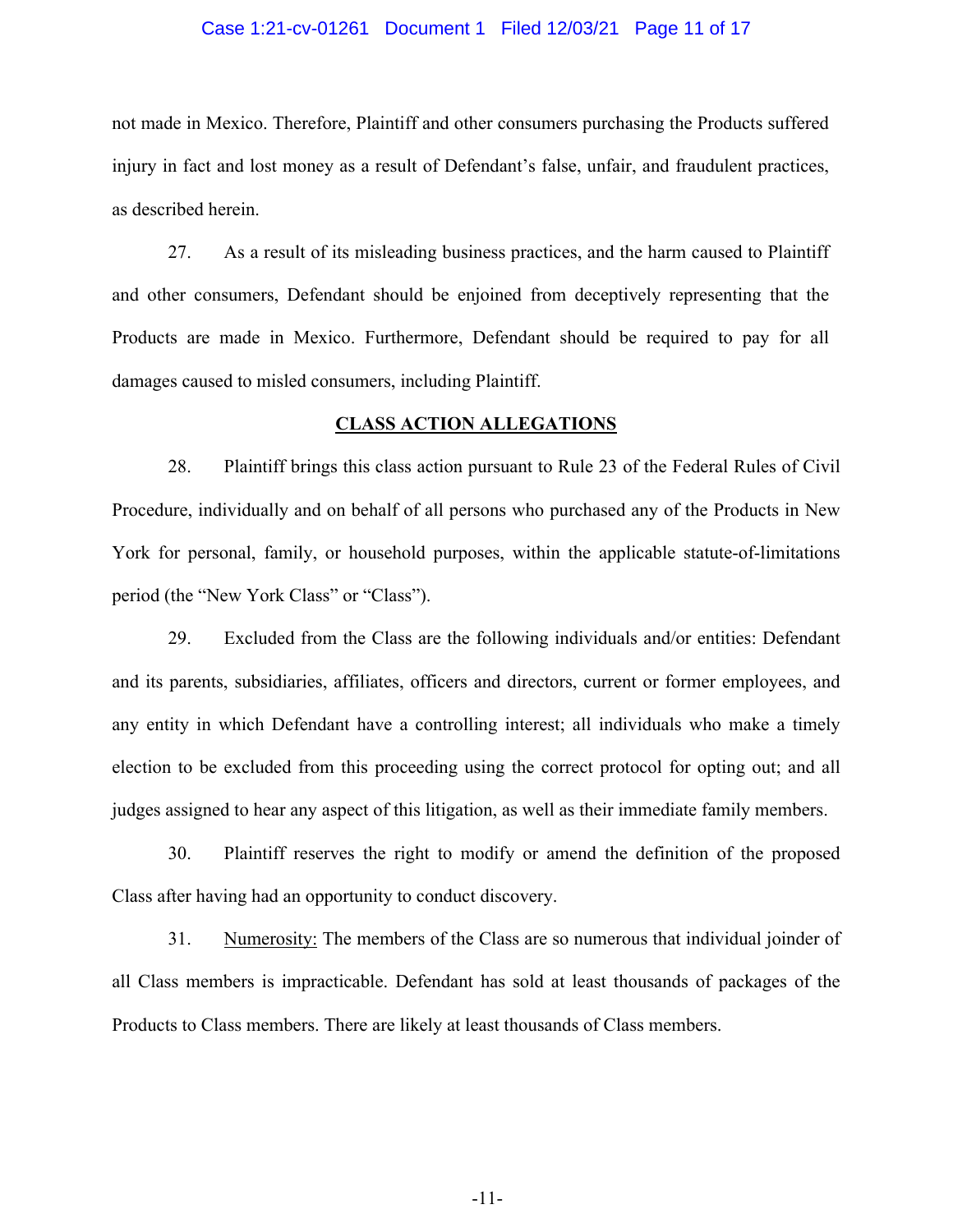not made in Mexico. Therefore, Plaintiff and other consumers purchasing the Products suffered injury in fact and lost money as a result of Defendant's false, unfair, and fraudulent practices, as described herein.

27. As a result of its misleading business practices, and the harm caused to Plaintiff and other consumers, Defendant should be enjoined from deceptively representing that the Products are made in Mexico. Furthermore, Defendant should be required to pay for all damages caused to misled consumers, including Plaintiff.

## CLASS ACTION ALLEGATIONS

28. Plaintiff brings this class action pursuant to Rule 23 of the Federal Rules of Civil Procedure, individually and on behalf of all persons who purchased any of the Products in New York for personal, family, or household purposes, within the applicable statute-of-limitations period (the "New York Class" or "Class").

29. Excluded from the Class are the following individuals and/or entities: Defendant and its parents, subsidiaries, affiliates, officers and directors, current or former employees, and any entity in which Defendant have a controlling interest; all individuals who make a timely election to be excluded from this proceeding using the correct protocol for opting out; and all judges assigned to hear any aspect of this litigation, as well as their immediate family members.

30. Plaintiff reserves the right to modify or amend the definition of the proposed Class after having had an opportunity to conduct discovery.

31. Numerosity: The members of the Class are so numerous that individual joinder of all Class members is impracticable. Defendant has sold at least thousands of packages of the Products to Class members. There are likely at least thousands of Class members.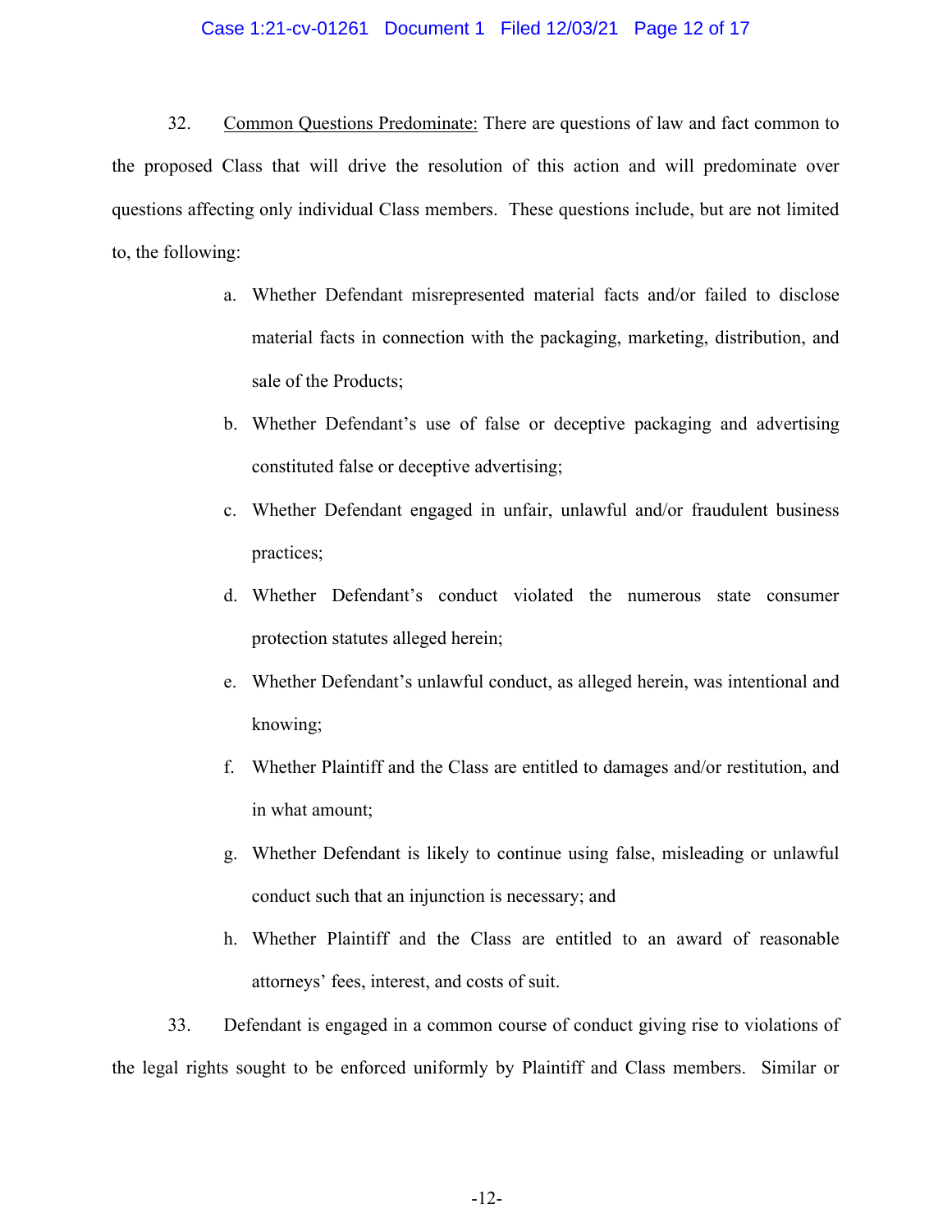32. Common Questions Predominate: There are questions of law and fact common to the proposed Class that will drive the resolution of this action and will predominate over questions affecting only individual Class members. These questions include, but are not limited to, the following:

a. Whether Defendant misrepresented material facts and/or failed to disclose material facts in connection with the packaging, marketing, distribution, and sale of the Products;

b. Whether Defendant's use of false or deceptive packaging and advertising constituted false or deceptive advertising;

c. Whether Defendant engaged in unfair, unlawful and/or fraudulent business practices;

d. Whether Defendant's conduct violated the numerous state consumer protection statutes alleged herein;

e. Whether Defendant's unlawful conduct, as alleged herein, was intentional and knowing;

f. Whether Plaintiff and the Class are entitled to damages and/or restitution, and in what amount;

g. Whether Defendant is likely to continue using false, misleading or unlawful conduct such that an injunction is necessary; and

h. Whether Plaintiff and the Class are entitled to an award of reasonable attorneys' fees, interest, and costs of suit.

33. Defendant is engaged in a common course of conduct giving rise to violations of the legal rights sought to be enforced uniformly by Plaintiff and Class members. Similar or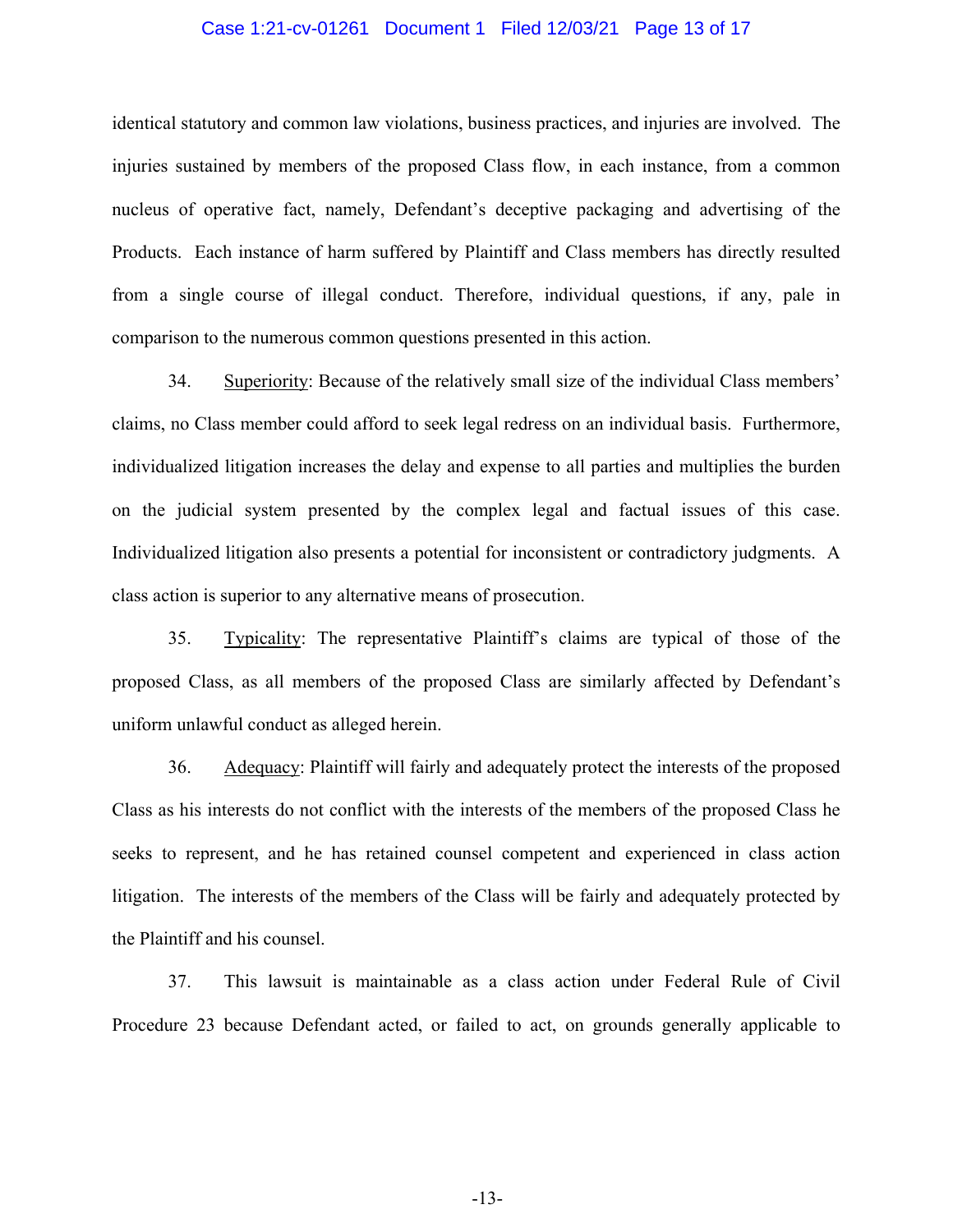identical statutory and common law violations, business practices, and injuries are involved. The injuries sustained by members of the proposed Class flow, in each instance, from a common nucleus of operative fact, namely, Defendant's deceptive packaging and advertising of the Products. Each instance of harm suffered by Plaintiff and Class members has directly resulted from a single course of illegal conduct. Therefore, individual questions, if any, pale in comparison to the numerous common questions presented in this action.

34. Superiority: Because of the relatively small size of the individual Class members' claims, no Class member could afford to seek legal redress on an individual basis. Furthermore, individualized litigation increases the delay and expense to all parties and multiplies the burden on the judicial system presented by the complex legal and factual issues of this case. Individualized litigation also presents a potential for inconsistent or contradictory judgments. A class action is superior to any alternative means of prosecution.

35. Typicality: The representative Plaintiff's claims are typical of those of the proposed Class, as all members of the proposed Class are similarly affected by Defendant's uniform unlawful conduct as alleged herein.

36. Adequacy: Plaintiff will fairly and adequately protect the interests of the proposed Class as his interests do not conflict with the interests of the members of the proposed Class he seeks to represent, and he has retained counsel competent and experienced in class action litigation. The interests of the members of the Class will be fairly and adequately protected by the Plaintiff and his counsel.

37. This lawsuit is maintainable as a class action under Federal Rule of Civil Procedure 23 because Defendant acted, or failed to act, on grounds generally applicable to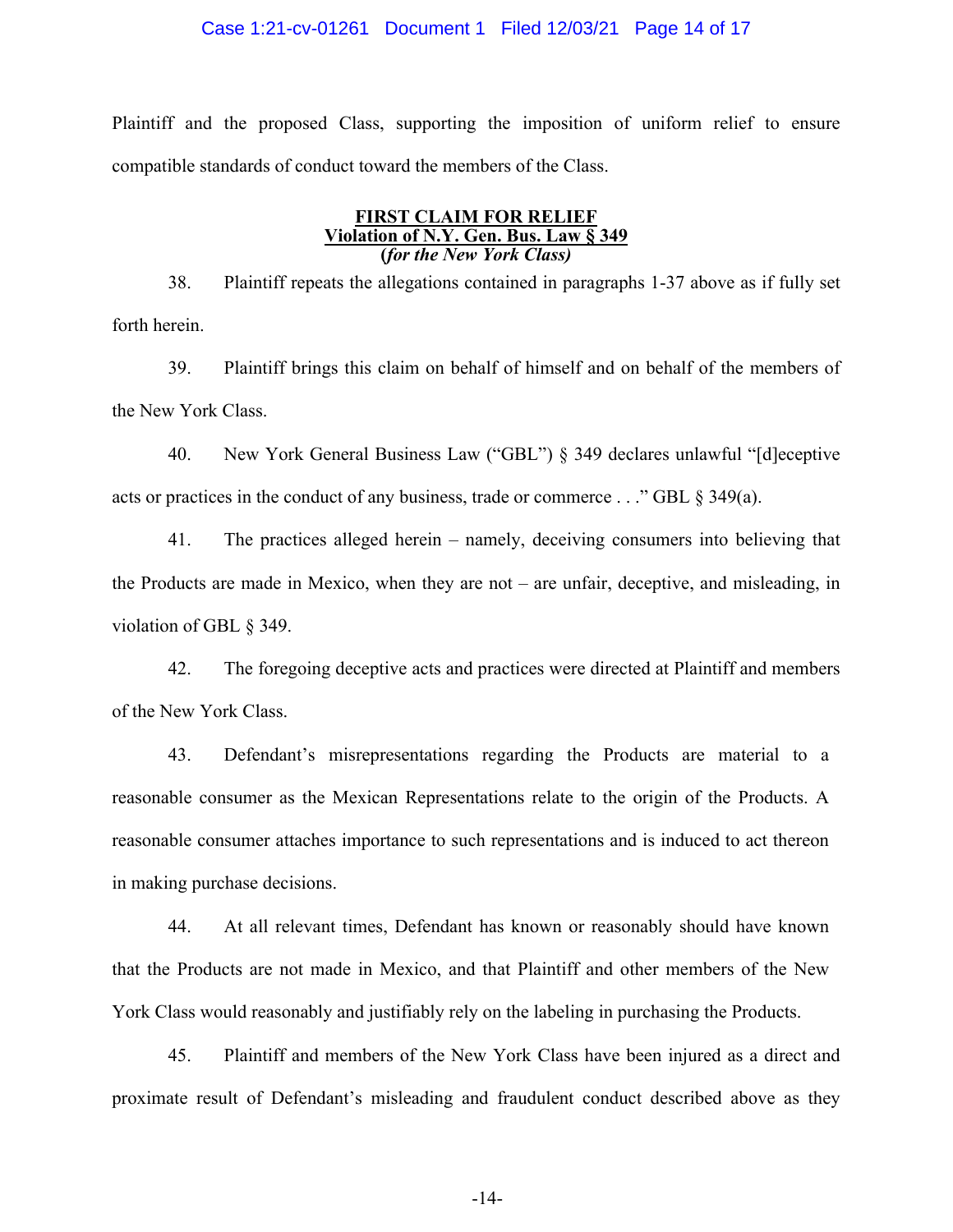Plaintiff and the proposed Class, supporting the imposition of uniform relief to ensure compatible standards of conduct toward the members of the Class.

**FIRST CLAIM FOR RELIEF**
**Violation of N.Y. Gen. Bus. Law § 349**
**(*for the New York Class)***

38. Plaintiff repeats the allegations contained in paragraphs 1-37 above as if fully set forth herein.

39. Plaintiff brings this claim on behalf of himself and on behalf of the members of the New York Class.

40. New York General Business Law ("GBL") § 349 declares unlawful "[d]eceptive acts or practices in the conduct of any business, trade or commerce . . ." GBL § 349(a).

41. The practices alleged herein – namely, deceiving consumers into believing that the Products are made in Mexico, when they are not – are unfair, deceptive, and misleading, in violation of GBL § 349.

42. The foregoing deceptive acts and practices were directed at Plaintiff and members of the New York Class.

43. Defendant's misrepresentations regarding the Products are material to a reasonable consumer as the Mexican Representations relate to the origin of the Products. A reasonable consumer attaches importance to such representations and is induced to act thereon in making purchase decisions.

44. At all relevant times, Defendant has known or reasonably should have known that the Products are not made in Mexico, and that Plaintiff and other members of the New York Class would reasonably and justifiably rely on the labeling in purchasing the Products.

45. Plaintiff and members of the New York Class have been injured as a direct and proximate result of Defendant's misleading and fraudulent conduct described above as they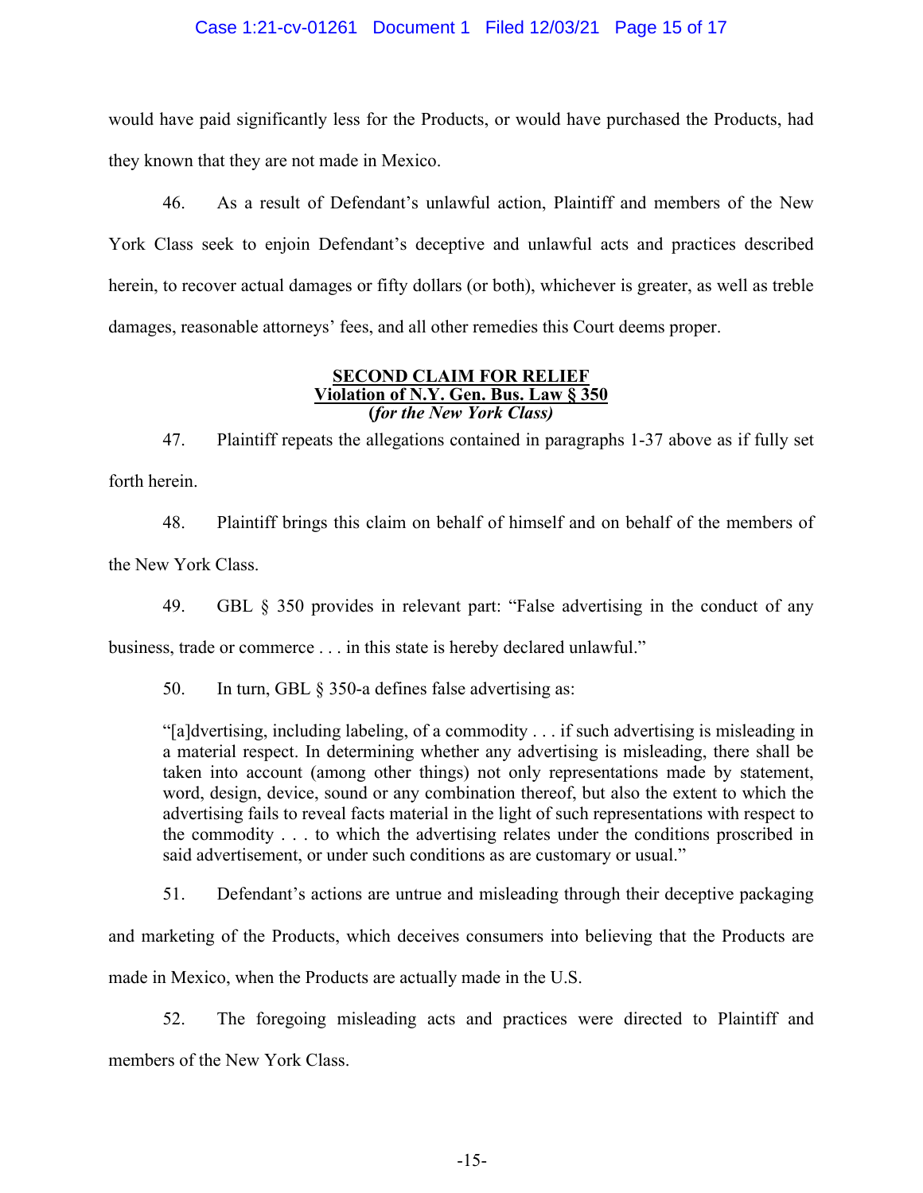would have paid significantly less for the Products, or would have purchased the Products, had they known that they are not made in Mexico.

46. As a result of Defendant's unlawful action, Plaintiff and members of the New York Class seek to enjoin Defendant's deceptive and unlawful acts and practices described herein, to recover actual damages or fifty dollars (or both), whichever is greater, as well as treble damages, reasonable attorneys' fees, and all other remedies this Court deems proper.

**SECOND CLAIM FOR RELIEF**
**Violation of N.Y. Gen. Bus. Law § 350**
**(*for the New York Class)***

47. Plaintiff repeats the allegations contained in paragraphs 1-37 above as if fully set forth herein.

48. Plaintiff brings this claim on behalf of himself and on behalf of the members of the New York Class.

49. GBL § 350 provides in relevant part: "False advertising in the conduct of any business, trade or commerce . . . in this state is hereby declared unlawful."

50. In turn, GBL § 350-a defines false advertising as:

> "[a]dvertising, including labeling, of a commodity . . . if such advertising is misleading in a material respect. In determining whether any advertising is misleading, there shall be taken into account (among other things) not only representations made by statement, word, design, device, sound or any combination thereof, but also the extent to which the advertising fails to reveal facts material in the light of such representations with respect to the commodity . . . to which the advertising relates under the conditions proscribed in said advertisement, or under such conditions as are customary or usual."

51. Defendant's actions are untrue and misleading through their deceptive packaging and marketing of the Products, which deceives consumers into believing that the Products are made in Mexico, when the Products are actually made in the U.S.

52. The foregoing misleading acts and practices were directed to Plaintiff and members of the New York Class.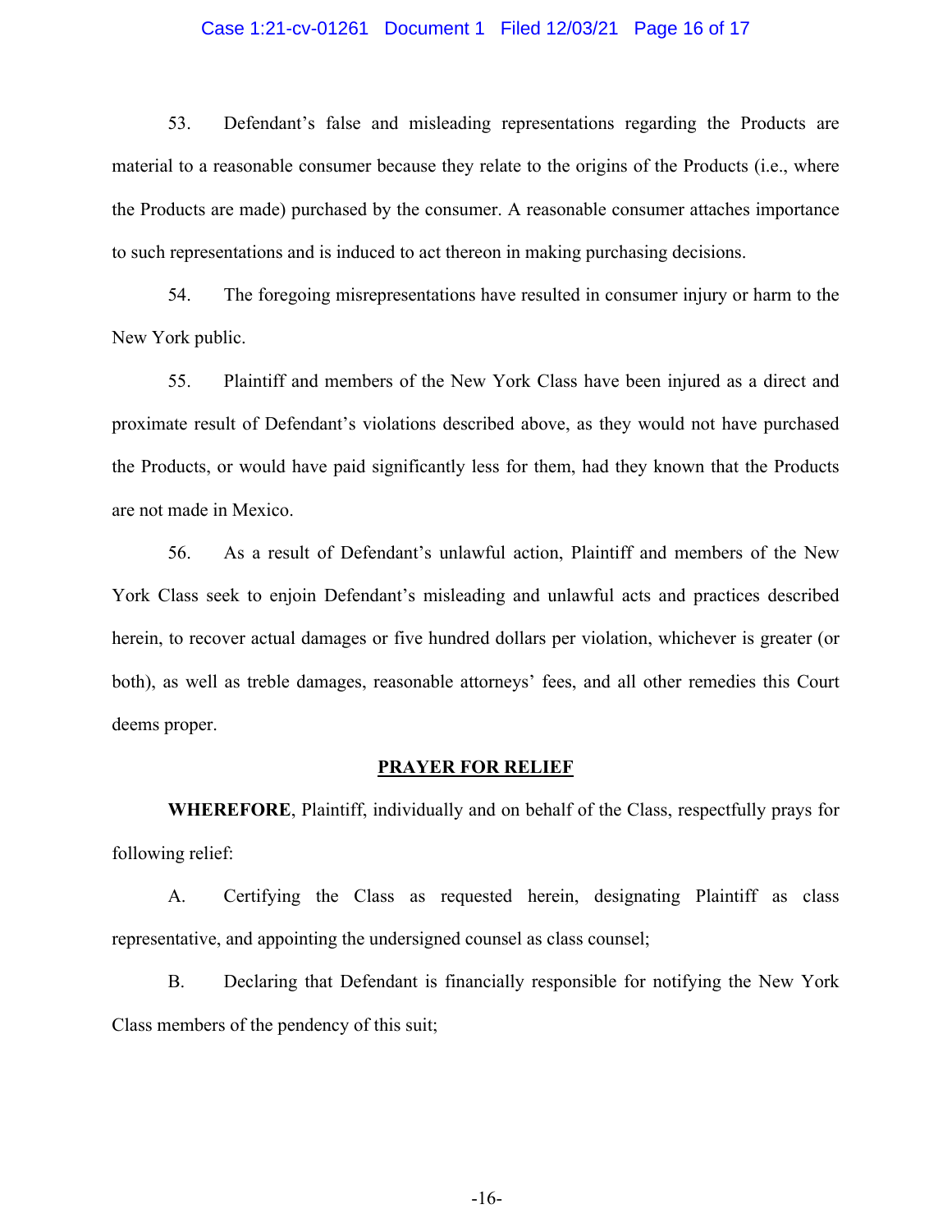53. Defendant's false and misleading representations regarding the Products are material to a reasonable consumer because they relate to the origins of the Products (i.e., where the Products are made) purchased by the consumer. A reasonable consumer attaches importance to such representations and is induced to act thereon in making purchasing decisions.

54. The foregoing misrepresentations have resulted in consumer injury or harm to the New York public.

55. Plaintiff and members of the New York Class have been injured as a direct and proximate result of Defendant's violations described above, as they would not have purchased the Products, or would have paid significantly less for them, had they known that the Products are not made in Mexico.

56. As a result of Defendant's unlawful action, Plaintiff and members of the New York Class seek to enjoin Defendant's misleading and unlawful acts and practices described herein, to recover actual damages or five hundred dollars per violation, whichever is greater (or both), as well as treble damages, reasonable attorneys' fees, and all other remedies this Court deems proper.

## PRAYER FOR RELIEF

**WHEREFORE**, Plaintiff, individually and on behalf of the Class, respectfully prays for following relief:

A. Certifying the Class as requested herein, designating Plaintiff as class representative, and appointing the undersigned counsel as class counsel;

B. Declaring that Defendant is financially responsible for notifying the New York Class members of the pendency of this suit;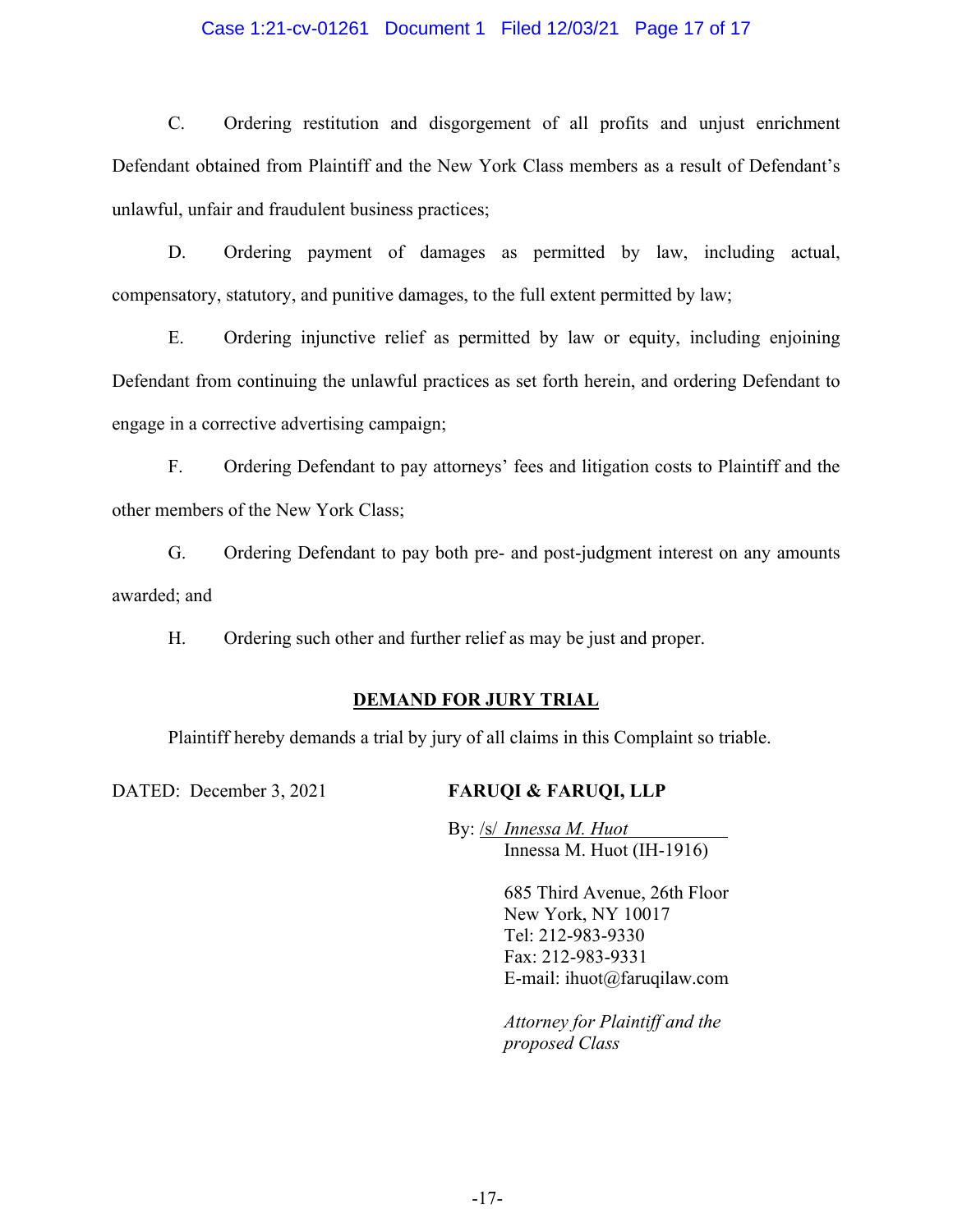C. Ordering restitution and disgorgement of all profits and unjust enrichment Defendant obtained from Plaintiff and the New York Class members as a result of Defendant's unlawful, unfair and fraudulent business practices;

D. Ordering payment of damages as permitted by law, including actual, compensatory, statutory, and punitive damages, to the full extent permitted by law;

E. Ordering injunctive relief as permitted by law or equity, including enjoining Defendant from continuing the unlawful practices as set forth herein, and ordering Defendant to engage in a corrective advertising campaign;

F. Ordering Defendant to pay attorneys' fees and litigation costs to Plaintiff and the other members of the New York Class;

G. Ordering Defendant to pay both pre- and post-judgment interest on any amounts awarded; and

H. Ordering such other and further relief as may be just and proper.

**DEMAND FOR JURY TRIAL**

Plaintiff hereby demands a trial by jury of all claims in this Complaint so triable.

DATED: December 3, 2021

**FARUQI & FARUQI, LLP**

By: /s/ *Innessa M. Huot*
Innessa M. Huot (IH-1916)

685 Third Avenue, 26th Floor
New York, NY 10017
Tel: 212-983-9330
Fax: 212-983-9331
E-mail: ihuot@faruqilaw.com

*Attorney for Plaintiff and the proposed Class*